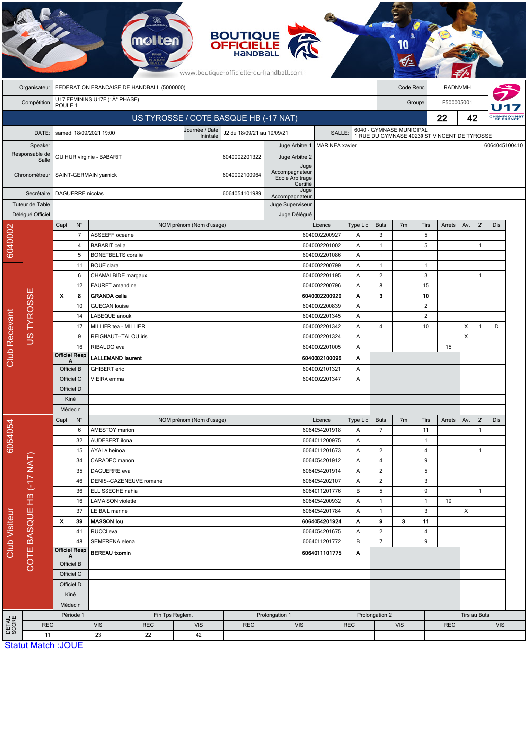**BOUTIQUE OFFICIELLE HANDBALL**

www.boutique-officielle-du-handball.com

| | | | |
|---|---|---|---|
| Organisateur | FEDERATION FRANCAISE DE HANDBALL (5000000) | Code Renc | RADNVMH |
| Compétition | U17 FEMININS U17F (1Â° PHASE) POULE 1 | Groupe | F500005001 |

## US TYROSSE / COTE BASQUE HB (-17 NAT) — 22 — 42

| | | | | | |
|---|---|---|---|---|---|
| DATE: | samedi 18/09/2021 19:00 | Journée / Date Inintiale | J2 du 18/09/21 au 19/09/21 | SALLE: | 6040 - GYMNASE MUNICIPAL 1 RUE DU GYMNASE 40230 ST VINCENT DE TYROSSE |

| | | | | | |
|---|---|---|---|---|---|
| Speaker | | | Juge Arbitre 1 | MARINEA xavier | 6064045100410 |
| Responsable de Salle | GUIHUR virginie - BABARIT | 6040002201322 | Juge Arbitre 2 | | |
| Chronométreur | SAINT-GERMAIN yannick | 6040002100964 | Juge Accompagnateur Ecole Arbitrage Certifié | | |
| Secrétaire | DAGUERRE nicolas | 6064054101989 | Juge Accompagnateur | | |
| Tuteur de Table | | | Juge Superviseur | | |
| Délégué Officiel | | | Juge Délégué | | |

### Club Recevant — US TYROSSE (6040002)

| Capt | N° | NOM prénom (Nom d'usage) | Licence | Type Lic | Buts | 7m | Tirs | Arrets | Av. | 2' | Dis |
|---|---|---|---|---|---|---|---|---|---|---|---|
| | 7 | ASSEEFF oceane | 6040002200927 | A | 3 | | 5 | | | | |
| | 4 | BABARIT celia | 6040002201002 | A | 1 | | 5 | | | 1 | |
| | 5 | BONETBELTS coralie | 6040002201086 | A | | | | | | | |
| | 11 | BOUE clara | 6040002200799 | A | 1 | | 1 | | | | |
| | 6 | CHAMALBIDE margaux | 6040002201195 | A | 2 | | 3 | | | 1 | |
| | 12 | FAURET amandine | 6040002200796 | A | 8 | | 15 | | | | |
| X | **8** | **GRANDA celia** | **6040002200920** | **A** | **3** | | **10** | | | | |
| | 10 | GUEGAN louise | 6040002200839 | A | | | 2 | | | | |
| | 14 | LABEQUE anouk | 6040002201345 | A | | | 2 | | | | |
| | 17 | MILLIER tea - MILLIER | 6040002201342 | A | 4 | | 10 | | X | 1 | D |
| | 9 | REIGNAUT--TALOU iris | 6040002201324 | A | | | | | X | | |
| | 16 | RIBAUDO eva | 6040002201005 | A | | | | 15 | | | |
| Officiel Resp A | | **LALLEMAND laurent** | **6040002100096** | **A** | | | | | | | |
| Officiel B | | GHIBERT eric | 6040002101321 | A | | | | | | | |
| Officiel C | | VIEIRA emma | 6040002201347 | A | | | | | | | |
| Officiel D | | | | | | | | | | | |
| Kiné | | | | | | | | | | | |
| Médecin | | | | | | | | | | | |

### Club Visiteur — COTE BASQUE HB (-17 NAT) (6064054)

| Capt | N° | NOM prénom (Nom d'usage) | Licence | Type Lic | Buts | 7m | Tirs | Arrets | Av. | 2' | Dis |
|---|---|---|---|---|---|---|---|---|---|---|---|
| | 6 | AMESTOY marion | 6064054201918 | A | 7 | | 11 | | | 1 | |
| | 32 | AUDEBERT ilona | 6064011200975 | A | | | 1 | | | | |
| | 15 | AYALA heinoa | 6064011201673 | A | 2 | | 4 | | | 1 | |
| | 34 | CARADEC manon | 6064054201912 | A | 4 | | 9 | | | | |
| | 35 | DAGUERRE eva | 6064054201914 | A | 2 | | 5 | | | | |
| | 46 | DENIS--CAZENEUVE romane | 6064054202107 | A | 2 | | 3 | | | | |
| | 36 | ELLISSECHE nahia | 6064011201776 | B | 5 | | 9 | | | 1 | |
| | 16 | LAMAISON violette | 6064054200932 | A | 1 | | 1 | 19 | | | |
| | 37 | LE BAIL marine | 6064054201784 | A | 1 | | 3 | | X | | |
| X | **39** | **MASSON lou** | **6064054201924** | **A** | **9** | **3** | **11** | | | | |
| | 41 | RUCCI eva | 6064054201675 | A | 2 | | 4 | | | | |
| | 48 | SEMERENA elena | 6064011201772 | B | 7 | | 9 | | | | |
| Officiel Resp A | | **BEREAU txomin** | **6064011101775** | **A** | | | | | | | |
| Officiel B | | | | | | | | | | | |
| Officiel C | | | | | | | | | | | |
| Officiel D | | | | | | | | | | | |
| Kiné | | | | | | | | | | | |
| Médecin | | | | | | | | | | | |

### DETAIL SCORE

| Période 1 | | Fin Tps Reglem. | | Prolongation 1 | | Prolongation 2 | | Tirs au Buts | |
|---|---|---|---|---|---|---|---|---|---|
| REC | VIS | REC | VIS | REC | VIS | REC | VIS | REC | VIS |
| 11 | 23 | 22 | 42 | | | | | | |

Statut Match :JOUE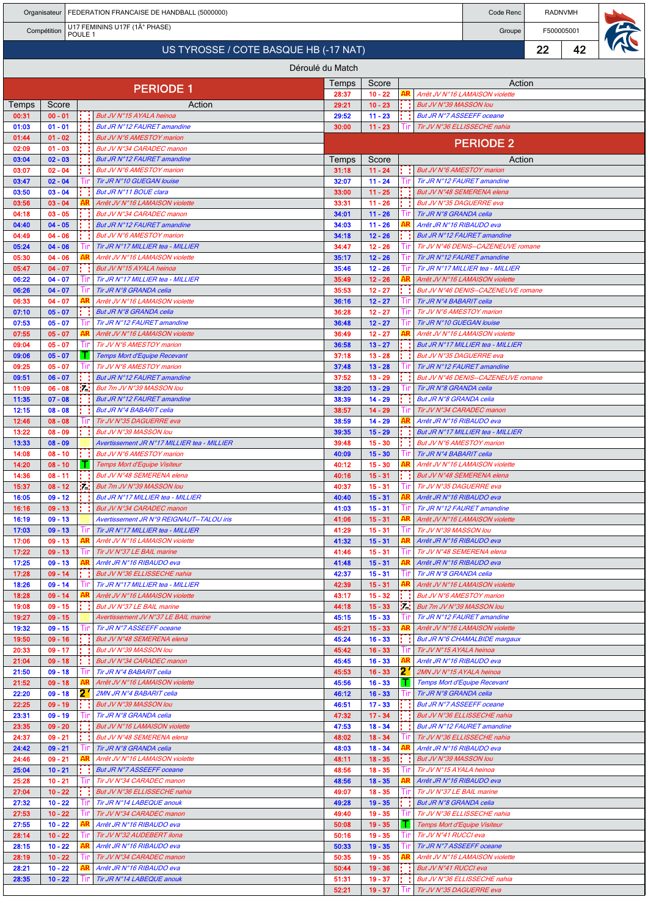| Organisateur | FEDERATION FRANCAISE DE HANDBALL (5000000) | Code Renc | RADNVMH |
|---|---|---|---|
| Compétition | U17 FEMININS U17F (1Â° PHASE) POULE 1 | Groupe | F500005001 |

## US TYROSSE / COTE BASQUE HB (-17 NAT) — 22 / 42

Déroulé du Match

### PERIODE 1

| Temps | Score | | Action |
|---|---|---|---|
| 00:31 | 00 - 01 | | But JV N°15 AYALA heinoa |
| 01:03 | 01 - 01 | | But JR N°12 FAURET amandine |
| 01:44 | 01 - 02 | | But JV N°6 AMESTOY marion |
| 02:09 | 01 - 03 | | But JV N°34 CARADEC manon |
| 03:04 | 02 - 03 | | But JR N°12 FAURET amandine |
| 03:07 | 02 - 04 | | But JV N°6 AMESTOY marion |
| 03:47 | 02 - 04 | Tir | Tir JR N°10 GUEGAN louise |
| 03:50 | 03 - 04 | | But JR N°11 BOUE clara |
| 03:56 | 03 - 04 | AR | Arrêt JV N°16 LAMAISON violette |
| 04:18 | 03 - 05 | | But JV N°34 CARADEC manon |
| 04:40 | 04 - 05 | | But JR N°12 FAURET amandine |
| 04:49 | 04 - 06 | | But JV N°6 AMESTOY marion |
| 05:24 | 04 - 06 | Tir | Tir JR N°17 MILLIER tea - MILLIER |
| 05:30 | 04 - 06 | AR | Arrêt JV N°16 LAMAISON violette |
| 05:47 | 04 - 07 | | But JV N°15 AYALA heinoa |
| 06:22 | 04 - 07 | Tir | Tir JR N°17 MILLIER tea - MILLIER |
| 06:26 | 04 - 07 | Tir | Tir JR N°8 GRANDA celia |
| 06:33 | 04 - 07 | AR | Arrêt JV N°16 LAMAISON violette |
| 07:10 | 05 - 07 | | But JR N°8 GRANDA celia |
| 07:53 | 05 - 07 | Tir | Tir JR N°12 FAURET amandine |
| 07:55 | 05 - 07 | AR | Arrêt JV N°16 LAMAISON violette |
| 09:04 | 05 - 07 | Tir | Tir JV N°6 AMESTOY marion |
| 09:06 | 05 - 07 | T | Temps Mort d'Equipe Recevant |
| 09:25 | 05 - 07 | Tir | Tir JV N°6 AMESTOY marion |
| 09:51 | 06 - 07 | | But JR N°12 FAURET amandine |
| 11:09 | 06 - 08 | 7m | But 7m JV N°39 MASSON lou |
| 11:35 | 07 - 08 | | But JR N°12 FAURET amandine |
| 12:15 | 08 - 08 | | But JR N°4 BABARIT celia |
| 12:46 | 08 - 08 | Tir | Tir JV N°35 DAGUERRE eva |
| 13:22 | 08 - 09 | | But JV N°39 MASSON lou |
| 13:33 | 08 - 09 | | Avertissement JR N°17 MILLIER tea - MILLIER |
| 14:08 | 08 - 10 | | But JV N°6 AMESTOY marion |
| 14:20 | 08 - 10 | T | Temps Mort d'Equipe Visiteur |
| 14:36 | 08 - 11 | | But JV N°48 SEMERENA elena |
| 15:37 | 08 - 12 | 7m | But 7m JV N°39 MASSON lou |
| 16:05 | 09 - 12 | | But JR N°17 MILLIER tea - MILLIER |
| 16:16 | 09 - 13 | | But JV N°34 CARADEC manon |
| 16:19 | 09 - 13 | | Avertissement JR N°9 REIGNAUT--TALOU iris |
| 17:03 | 09 - 13 | Tir | Tir JR N°17 MILLIER tea - MILLIER |
| 17:06 | 09 - 13 | AR | Arrêt JV N°16 LAMAISON violette |
| 17:22 | 09 - 13 | Tir | Tir JV N°37 LE BAIL marine |
| 17:25 | 09 - 13 | AR | Arrêt JR N°16 RIBAUDO eva |
| 17:28 | 09 - 14 | | But JV N°36 ELLISSECHE nahia |
| 18:26 | 09 - 14 | Tir | Tir JR N°17 MILLIER tea - MILLIER |
| 18:28 | 09 - 14 | AR | Arrêt JV N°16 LAMAISON violette |
| 19:08 | 09 - 15 | | But JV N°37 LE BAIL marine |
| 19:27 | 09 - 15 | | Avertissement JV N°37 LE BAIL marine |
| 19:32 | 09 - 15 | Tir | Tir JR N°7 ASSEEFF oceane |
| 19:50 | 09 - 16 | | But JV N°48 SEMERENA elena |
| 20:33 | 09 - 17 | | But JV N°39 MASSON lou |
| 21:04 | 09 - 18 | | But JV N°34 CARADEC manon |
| 21:50 | 09 - 18 | Tir | Tir JR N°4 BABARIT celia |
| 21:52 | 09 - 18 | AR | Arrêt JV N°16 LAMAISON violette |
| 22:20 | 09 - 18 | 2' | 2MN JR N°4 BABARIT celia |
| 22:25 | 09 - 19 | | But JV N°39 MASSON lou |
| 23:31 | 09 - 19 | Tir | Tir JR N°8 GRANDA celia |
| 23:35 | 09 - 20 | | But JV N°16 LAMAISON violette |
| 24:37 | 09 - 21 | | But JV N°48 SEMERENA elena |
| 24:42 | 09 - 21 | Tir | Tir JR N°8 GRANDA celia |
| 24:46 | 09 - 21 | AR | Arrêt JV N°16 LAMAISON violette |
| 25:04 | 10 - 21 | | But JR N°7 ASSEEFF oceane |
| 25:28 | 10 - 21 | Tir | Tir JV N°34 CARADEC manon |
| 27:04 | 10 - 22 | | But JV N°36 ELLISSECHE nahia |
| 27:32 | 10 - 22 | Tir | Tir JR N°14 LABEQUE anouk |
| 27:53 | 10 - 22 | Tir | Tir JV N°34 CARADEC manon |
| 27:55 | 10 - 22 | AR | Arrêt JR N°16 RIBAUDO eva |
| 28:14 | 10 - 22 | Tir | Tir JV N°32 AUDEBERT ilona |
| 28:15 | 10 - 22 | AR | Arrêt JR N°16 RIBAUDO eva |
| 28:19 | 10 - 22 | Tir | Tir JV N°34 CARADEC manon |
| 28:21 | 10 - 22 | AR | Arrêt JR N°16 RIBAUDO eva |
| 28:35 | 10 - 22 | Tir | Tir JR N°14 LABEQUE anouk |
| 28:37 | 10 - 22 | AR | Arrêt JV N°16 LAMAISON violette |
| 29:21 | 10 - 23 | | But JV N°39 MASSON lou |
| 29:52 | 11 - 23 | | But JR N°7 ASSEEFF oceane |
| 30:00 | 11 - 23 | Tir | Tir JV N°36 ELLISSECHE nahia |

### PERIODE 2

| Temps | Score | | Action |
|---|---|---|---|
| 31:18 | 11 - 24 | | But JV N°6 AMESTOY marion |
| 32:07 | 11 - 24 | Tir | Tir JR N°12 FAURET amandine |
| 33:00 | 11 - 25 | | But JV N°48 SEMERENA elena |
| 33:31 | 11 - 26 | | But JV N°35 DAGUERRE eva |
| 34:01 | 11 - 26 | Tir | Tir JR N°8 GRANDA celia |
| 34:03 | 11 - 26 | AR | Arrêt JV N°16 RIBAUDO eva |
| 34:18 | 12 - 26 | | But JR N°12 FAURET amandine |
| 34:47 | 12 - 26 | Tir | Tir JV N°46 DENIS--CAZENEUVE romane |
| 35:17 | 12 - 26 | Tir | Tir JR N°12 FAURET amandine |
| 35:46 | 12 - 26 | Tir | Tir JR N°17 MILLIER tea - MILLIER |
| 35:49 | 12 - 26 | AR | Arrêt JV N°16 LAMAISON violette |
| 35:53 | 12 - 27 | | But JV N°46 DENIS--CAZENEUVE romane |
| 36:16 | 12 - 27 | Tir | Tir JR N°4 BABARIT celia |
| 36:28 | 12 - 27 | Tir | Tir JV N°6 AMESTOY marion |
| 36:48 | 12 - 27 | Tir | Tir JR N°10 GUEGAN louise |
| 36:49 | 12 - 27 | AR | Arrêt JV N°16 LAMAISON violette |
| 36:58 | 13 - 27 | | But JR N°17 MILLIER tea - MILLIER |
| 37:18 | 13 - 28 | | But JV N°35 DAGUERRE eva |
| 37:48 | 13 - 28 | Tir | Tir JR N°12 FAURET amandine |
| 37:52 | 13 - 29 | | But JV N°46 DENIS--CAZENEUVE romane |
| 38:20 | 13 - 29 | Tir | Tir JR N°8 GRANDA celia |
| 38:39 | 14 - 29 | | But JR N°8 GRANDA celia |
| 38:57 | 14 - 29 | Tir | Tir JV N°34 CARADEC manon |
| 38:59 | 14 - 29 | AR | Arrêt JR N°16 RIBAUDO eva |
| 39:35 | 15 - 29 | | But JR N°17 MILLIER tea - MILLIER |
| 39:48 | 15 - 30 | | But JV N°6 AMESTOY marion |
| 40:09 | 15 - 30 | Tir | Tir JR N°4 BABARIT celia |
| 40:12 | 15 - 30 | AR | Arrêt JV N°16 LAMAISON violette |
| 40:16 | 15 - 31 | | But JV N°48 SEMERENA elena |
| 40:37 | 15 - 31 | Tir | Tir JV N°35 DAGUERRE eva |
| 40:40 | 15 - 31 | AR | Arrêt JR N°16 RIBAUDO eva |
| 41:03 | 15 - 31 | Tir | Tir JR N°12 FAURET amandine |
| 41:06 | 15 - 31 | AR | Arrêt JV N°16 LAMAISON violette |
| 41:29 | 15 - 31 | Tir | Tir JV N°39 MASSON lou |
| 41:32 | 15 - 31 | AR | Arrêt JR N°16 RIBAUDO eva |
| 41:46 | 15 - 31 | Tir | Tir JV N°48 SEMERENA elena |
| 41:48 | 15 - 31 | AR | Arrêt JR N°16 RIBAUDO eva |
| 42:37 | 15 - 31 | Tir | Tir JR N°8 GRANDA celia |
| 42:39 | 15 - 31 | AR | Arrêt JV N°16 LAMAISON violette |
| 43:17 | 15 - 32 | | But JV N°6 AMESTOY marion |
| 44:18 | 15 - 33 | 7m | But 7m JV N°39 MASSON lou |
| 45:15 | 15 - 33 | Tir | Tir JR N°12 FAURET amandine |
| 45:21 | 15 - 33 | AR | Arrêt JV N°16 LAMAISON violette |
| 45:24 | 16 - 33 | | But JR N°6 CHAMALBIDE margaux |
| 45:42 | 16 - 33 | Tir | Tir JV N°15 AYALA heinoa |
| 45:45 | 16 - 33 | AR | Arrêt JR N°16 RIBAUDO eva |
| 45:53 | 16 - 33 | 2' | 2MN JV N°15 AYALA heinoa |
| 45:56 | 16 - 33 | T | Temps Mort d'Equipe Recevant |
| 46:12 | 16 - 33 | Tir | Tir JR N°8 GRANDA celia |
| 46:51 | 17 - 33 | | But JR N°7 ASSEEFF oceane |
| 47:32 | 17 - 34 | | But JV N°36 ELLISSECHE nahia |
| 47:53 | 18 - 34 | | But JR N°12 FAURET amandine |
| 48:02 | 18 - 34 | Tir | Tir JV N°36 ELLISSECHE nahia |
| 48:03 | 18 - 34 | AR | Arrêt JR N°16 RIBAUDO eva |
| 48:11 | 18 - 35 | | But JV N°39 MASSON lou |
| 48:56 | 18 - 35 | Tir | Tir JV N°15 AYALA heinoa |
| 48:56 | 18 - 35 | AR | Arrêt JR N°16 RIBAUDO eva |
| 49:07 | 18 - 35 | Tir | Tir JV N°37 LE BAIL marine |
| 49:28 | 19 - 35 | | But JR N°8 GRANDA celia |
| 49:40 | 19 - 35 | Tir | Tir JV N°36 ELLISSECHE nahia |
| 50:08 | 19 - 35 | T | Temps Mort d'Equipe Visiteur |
| 50:16 | 19 - 35 | Tir | Tir JV N°41 RUCCI eva |
| 50:33 | 19 - 35 | Tir | Tir JR N°7 ASSEEFF oceane |
| 50:35 | 19 - 35 | AR | Arrêt JV N°16 LAMAISON violette |
| 50:44 | 19 - 36 | | But JV N°41 RUCCI eva |
| 51:31 | 19 - 37 | | But JV N°36 ELLISSECHE nahia |
| 52:21 | 19 - 37 | Tir | Tir JV N°35 DAGUERRE eva |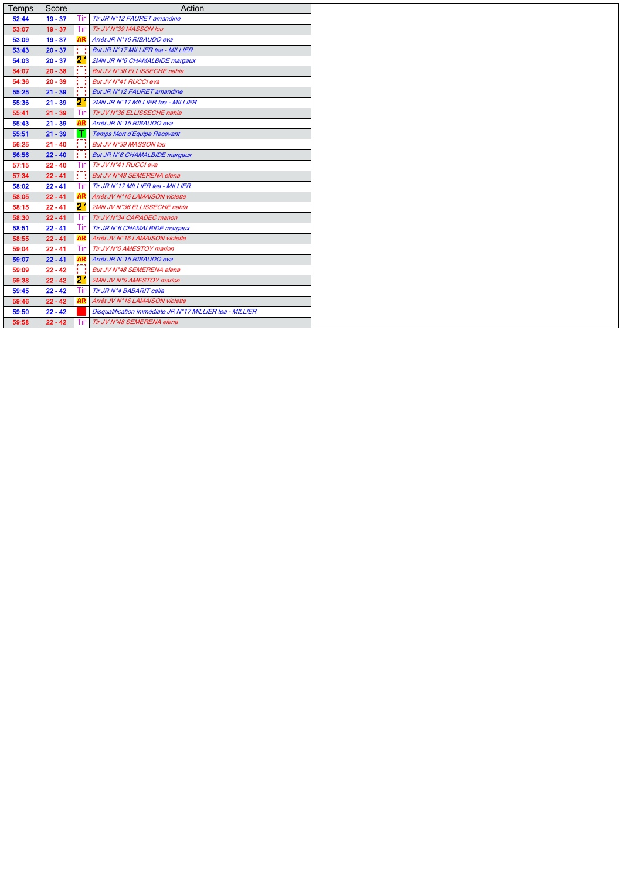| Temps | Score | | Action |
|---|---|---|---|
| 52:44 | 19 - 37 | Tir | Tir JR N°12 FAURET amandine |
| 53:07 | 19 - 37 | Tir | Tir JV N°39 MASSON lou |
| 53:09 | 19 - 37 | AR | Arrêt JR N°16 RIBAUDO eva |
| 53:43 | 20 - 37 | | But JR N°17 MILLIER tea - MILLIER |
| 54:03 | 20 - 37 | 2' | 2MN JR N°6 CHAMALBIDE margaux |
| 54:07 | 20 - 38 | | But JV N°36 ELLISSECHE nahia |
| 54:36 | 20 - 39 | | But JV N°41 RUCCI eva |
| 55:25 | 21 - 39 | | But JR N°12 FAURET amandine |
| 55:36 | 21 - 39 | 2' | 2MN JR N°17 MILLIER tea - MILLIER |
| 55:41 | 21 - 39 | Tir | Tir JV N°36 ELLISSECHE nahia |
| 55:43 | 21 - 39 | AR | Arrêt JR N°16 RIBAUDO eva |
| 55:51 | 21 - 39 | T | Temps Mort d'Equipe Recevant |
| 56:25 | 21 - 40 | | But JV N°39 MASSON lou |
| 56:56 | 22 - 40 | | But JR N°6 CHAMALBIDE margaux |
| 57:15 | 22 - 40 | Tir | Tir JV N°41 RUCCI eva |
| 57:34 | 22 - 41 | | But JV N°48 SEMERENA elena |
| 58:02 | 22 - 41 | Tir | Tir JR N°17 MILLIER tea - MILLIER |
| 58:05 | 22 - 41 | AR | Arrêt JV N°16 LAMAISON violette |
| 58:15 | 22 - 41 | 2' | 2MN JV N°36 ELLISSECHE nahia |
| 58:30 | 22 - 41 | Tir | Tir JV N°34 CARADEC manon |
| 58:51 | 22 - 41 | Tir | Tir JR N°6 CHAMALBIDE margaux |
| 58:55 | 22 - 41 | AR | Arrêt JV N°16 LAMAISON violette |
| 59:04 | 22 - 41 | Tir | Tir JV N°6 AMESTOY marion |
| 59:07 | 22 - 41 | AR | Arrêt JR N°16 RIBAUDO eva |
| 59:09 | 22 - 42 | | But JV N°48 SEMERENA elena |
| 59:38 | 22 - 42 | 2' | 2MN JV N°6 AMESTOY marion |
| 59:45 | 22 - 42 | Tir | Tir JR N°4 BABARIT celia |
| 59:46 | 22 - 42 | AR | Arrêt JV N°16 LAMAISON violette |
| 59:50 | 22 - 42 | | Disqualification Immédiate JR N°17 MILLIER tea - MILLIER |
| 59:58 | 22 - 42 | Tir | Tir JV N°48 SEMERENA elena |